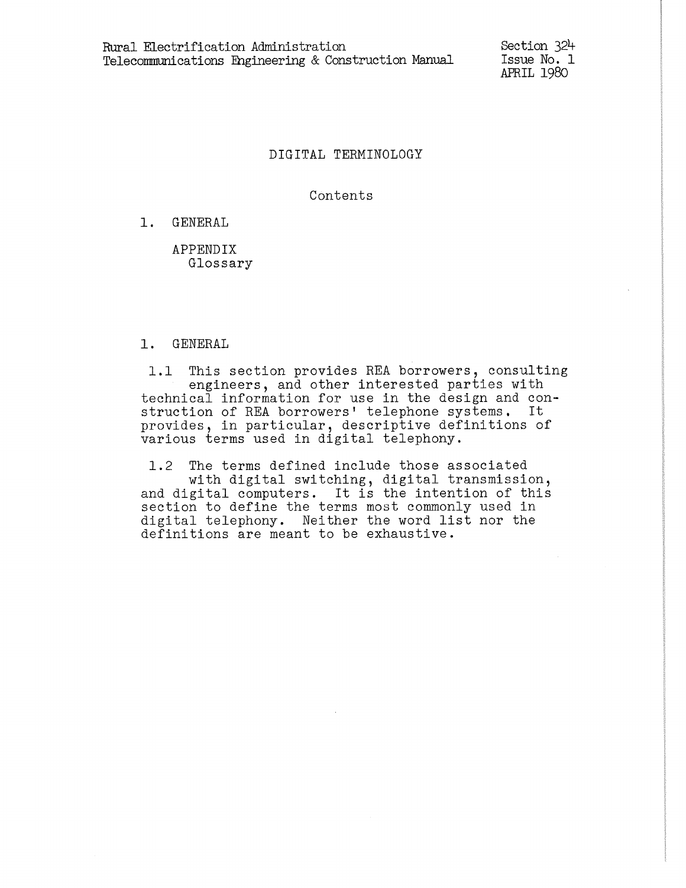Rural Electrification Administration
Telecommunications Engineering & Construction Manual

Section 324
Issue No. 1
APRIL 1980

# DIGITAL TERMINOLOGY

## Contents

1. GENERAL

APPENDIX
Glossary

## 1. GENERAL

1.1 This section provides REA borrowers, consulting engineers, and other interested parties with technical information for use in the design and construction of REA borrowers' telephone systems. It provides, in particular, descriptive definitions of various terms used in digital telephony.

1.2 The terms defined include those associated with digital switching, digital transmission, and digital computers. It is the intention of this section to define the terms most commonly used in digital telephony. Neither the word list nor the definitions are meant to be exhaustive.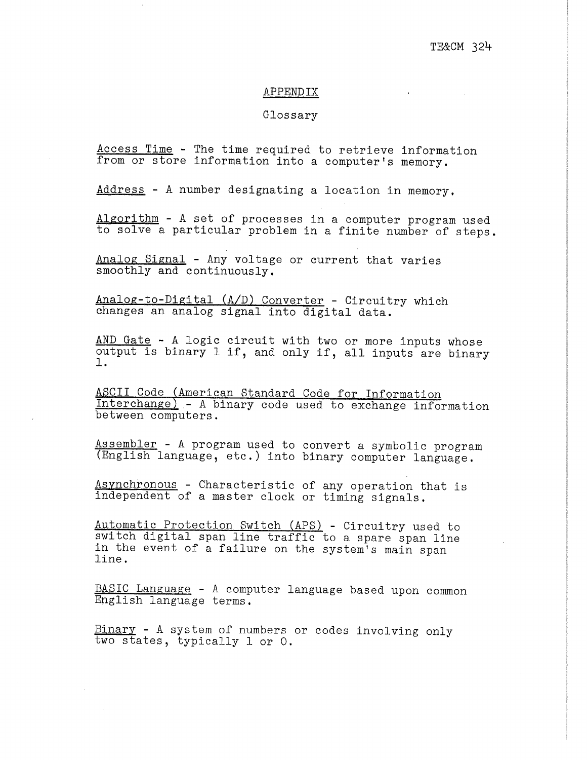# APPENDIX

## Glossary

Access Time - The time required to retrieve information from or store information into a computer's memory.

Address - A number designating a location in memory.

Algorithm - A set of processes in a computer program used to solve a particular problem in a finite number of steps.

Analog Signal - Any voltage or current that varies smoothly and continuously.

Analog-to-Digital (A/D) Converter - Circuitry which changes an analog signal into digital data.

AND Gate - A logic circuit with two or more inputs whose output is binary 1 if, and only if, all inputs are binary 1.

ASCII Code (American Standard Code for Information Interchange) - A binary code used to exchange information between computers.

Assembler - A program used to convert a symbolic program (English language, etc.) into binary computer language.

Asynchronous - Characteristic of any operation that is independent of a master clock or timing signals.

Automatic Protection Switch (APS) - Circuitry used to switch digital span line traffic to a spare span line in the event of a failure on the system's main span line.

BASIC Language - A computer language based upon common English language terms.

Binary - A system of numbers or codes involving only two states, typically 1 or 0.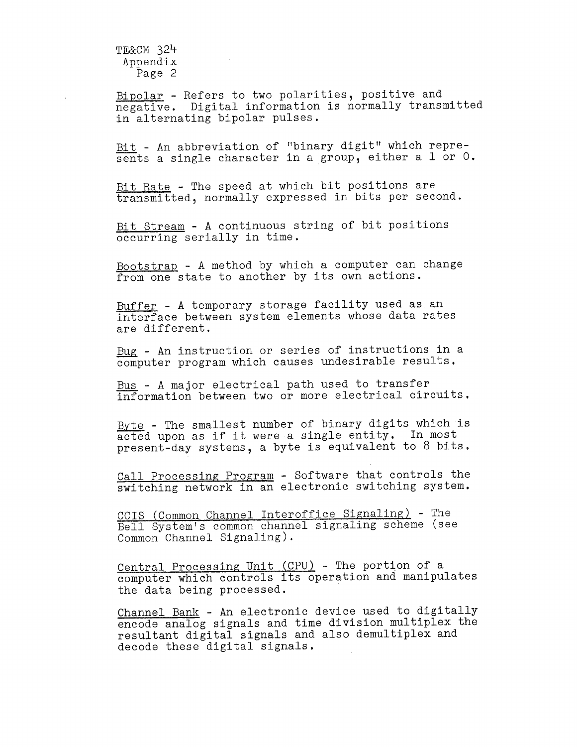Bipolar - Refers to two polarities, positive and negative. Digital information is normally transmitted in alternating bipolar pulses.

Bit - An abbreviation of "binary digit" which represents a single character in a group, either a 1 or 0.

Bit Rate - The speed at which bit positions are transmitted, normally expressed in bits per second.

Bit Stream - A continuous string of bit positions occurring serially in time.

Bootstrap - A method by which a computer can change from one state to another by its own actions.

Buffer - A temporary storage facility used as an interface between system elements whose data rates are different.

Bug - An instruction or series of instructions in a computer program which causes undesirable results.

Bus - A major electrical path used to transfer information between two or more electrical circuits.

Byte - The smallest number of binary digits which is acted upon as if it were a single entity. In most present-day systems, a byte is equivalent to 8 bits.

Call Processing Program - Software that controls the switching network in an electronic switching system.

CCIS (Common Channel Interoffice Signaling) - The Bell System's common channel signaling scheme (see Common Channel Signaling).

Central Processing Unit (CPU) - The portion of a computer which controls its operation and manipulates the data being processed.

Channel Bank - An electronic device used to digitally encode analog signals and time division multiplex the resultant digital signals and also demultiplex and decode these digital signals.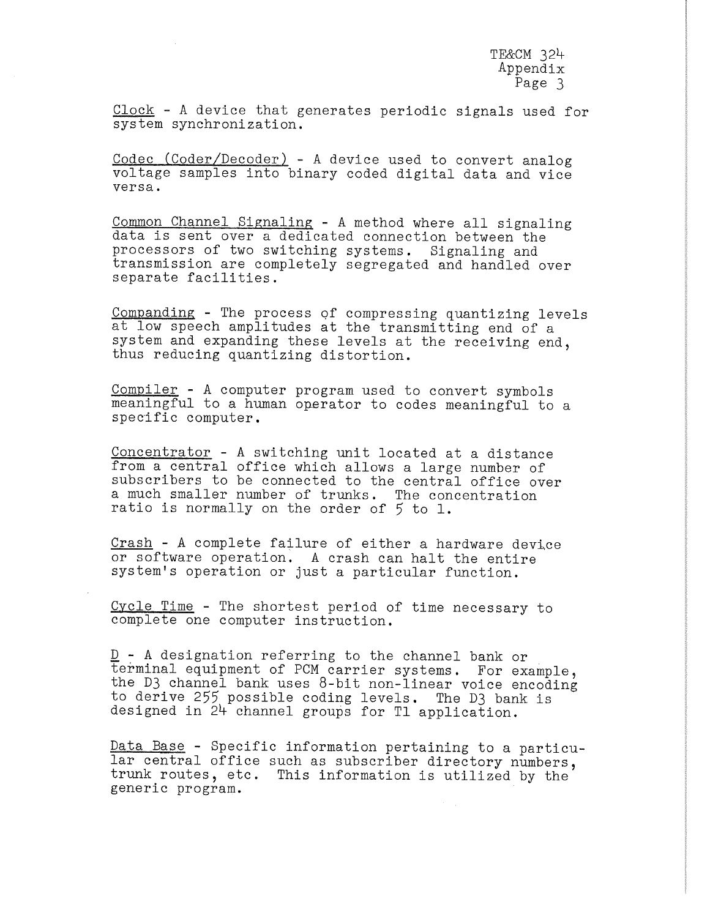Clock - A device that generates periodic signals used for system synchronization.

Codec (Coder/Decoder) - A device used to convert analog voltage samples into binary coded digital data and vice versa.

Common Channel Signaling - A method where all signaling data is sent over a dedicated connection between the processors of two switching systems. Signaling and transmission are completely segregated and handled over separate facilities.

Companding - The process of compressing quantizing levels at low speech amplitudes at the transmitting end of a system and expanding these levels at the receiving end, thus reducing quantizing distortion.

Compiler - A computer program used to convert symbols meaningful to a human operator to codes meaningful to a specific computer.

Concentrator - A switching unit located at a distance from a central office which allows a large number of subscribers to be connected to the central office over a much smaller number of trunks. The concentration ratio is normally on the order of 5 to 1.

Crash - A complete failure of either a hardware device or software operation. A crash can halt the entire system's operation or just a particular function.

Cycle Time - The shortest period of time necessary to complete one computer instruction.

D - A designation referring to the channel bank or terminal equipment of PCM carrier systems. For example, the D3 channel bank uses 8-bit non-linear voice encoding to derive 255 possible coding levels. The D3 bank is designed in 24 channel groups for T1 application.

Data Base - Specific information pertaining to a particular central office such as subscriber directory numbers, trunk routes, etc. This information is utilized by the generic program.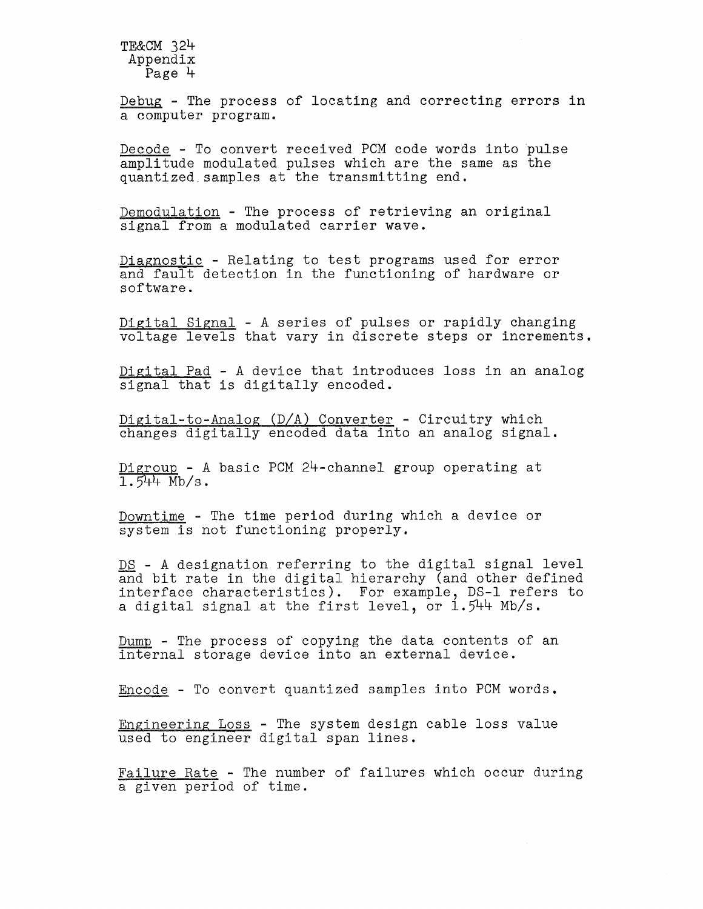Debug - The process of locating and correcting errors in a computer program.

Decode - To convert received PCM code words into pulse amplitude modulated pulses which are the same as the quantized samples at the transmitting end.

Demodulation - The process of retrieving an original signal from a modulated carrier wave.

Diagnostic - Relating to test programs used for error and fault detection in the functioning of hardware or software.

Digital Signal - A series of pulses or rapidly changing voltage levels that vary in discrete steps or increments.

Digital Pad - A device that introduces loss in an analog signal that is digitally encoded.

Digital-to-Analog (D/A) Converter - Circuitry which changes digitally encoded data into an analog signal.

Digroup - A basic PCM 24-channel group operating at 1.544 Mb/s.

Downtime - The time period during which a device or system is not functioning properly.

DS - A designation referring to the digital signal level and bit rate in the digital hierarchy (and other defined interface characteristics). For example, DS-1 refers to a digital signal at the first level, or 1.544 Mb/s.

Dump - The process of copying the data contents of an internal storage device into an external device.

Encode - To convert quantized samples into PCM words.

Engineering Loss - The system design cable loss value used to engineer digital span lines.

Failure Rate - The number of failures which occur during a given period of time.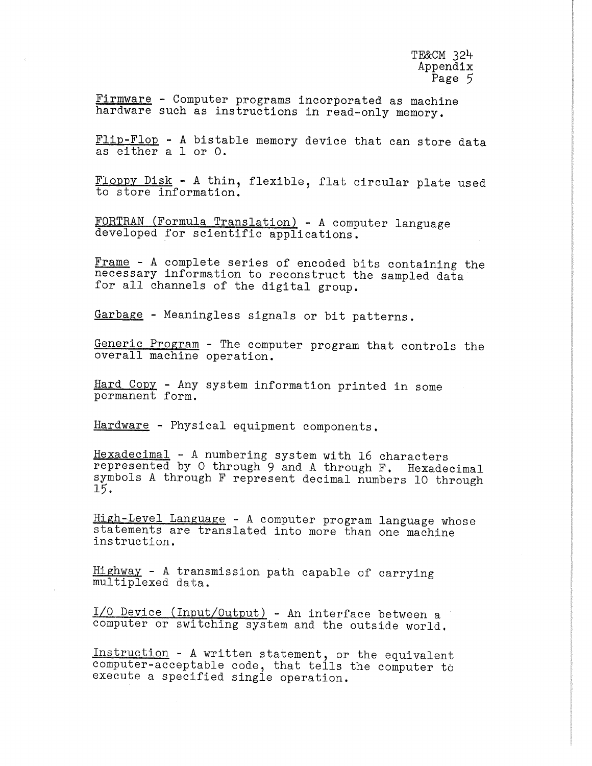Firmware - Computer programs incorporated as machine hardware such as instructions in read-only memory.

Flip-Flop - A bistable memory device that can store data as either a 1 or 0.

Floppy Disk - A thin, flexible, flat circular plate used to store information.

FORTRAN (Formula Translation) - A computer language developed for scientific applications.

Frame - A complete series of encoded bits containing the necessary information to reconstruct the sampled data for all channels of the digital group.

Garbage - Meaningless signals or bit patterns.

Generic Program - The computer program that controls the overall machine operation.

Hard Copy - Any system information printed in some permanent form.

Hardware - Physical equipment components.

Hexadecimal - A numbering system with 16 characters represented by 0 through 9 and A through F. Hexadecimal symbols A through F represent decimal numbers 10 through 15.

High-Level Language - A computer program language whose statements are translated into more than one machine instruction.

Highway - A transmission path capable of carrying multiplexed data.

I/O Device (Input/Output) - An interface between a computer or switching system and the outside world.

Instruction - A written statement, or the equivalent computer-acceptable code, that tells the computer to execute a specified single operation.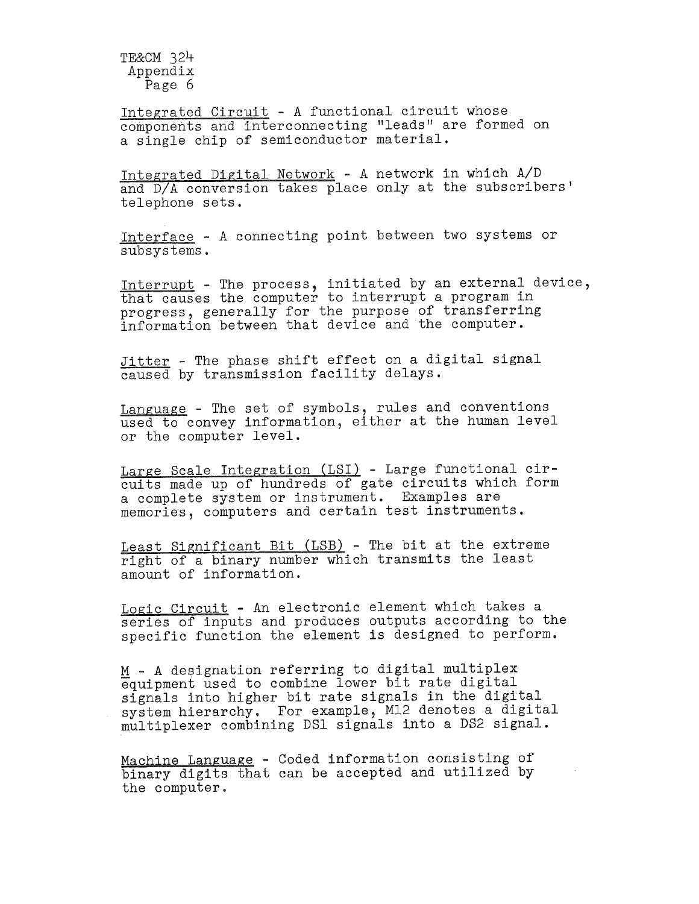Integrated Circuit - A functional circuit whose components and interconnecting "leads" are formed on a single chip of semiconductor material.

Integrated Digital Network - A network in which A/D and D/A conversion takes place only at the subscribers' telephone sets.

Interface - A connecting point between two systems or subsystems.

Interrupt - The process, initiated by an external device, that causes the computer to interrupt a program in progress, generally for the purpose of transferring information between that device and the computer.

Jitter - The phase shift effect on a digital signal caused by transmission facility delays.

Language - The set of symbols, rules and conventions used to convey information, either at the human level or the computer level.

Large Scale Integration (LSI) - Large functional circuits made up of hundreds of gate circuits which form a complete system or instrument. Examples are memories, computers and certain test instruments.

Least Significant Bit (LSB) - The bit at the extreme right of a binary number which transmits the least amount of information.

Logic Circuit - An electronic element which takes a series of inputs and produces outputs according to the specific function the element is designed to perform.

M - A designation referring to digital multiplex equipment used to combine lower bit rate digital signals into higher bit rate signals in the digital system hierarchy. For example, M12 denotes a digital multiplexer combining DS1 signals into a DS2 signal.

Machine Language - Coded information consisting of binary digits that can be accepted and utilized by the computer.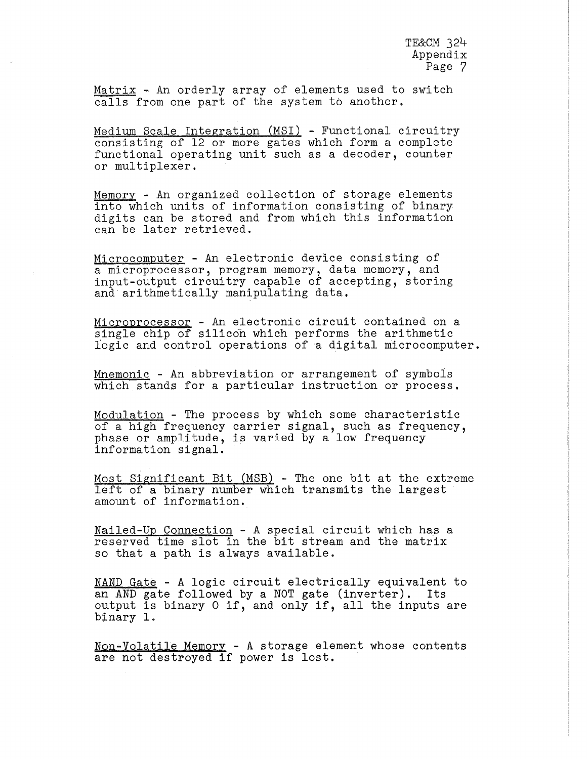<u>Matrix</u> - An orderly array of elements used to switch calls from one part of the system to another.

<u>Medium Scale Integration (MSI)</u> - Functional circuitry consisting of 12 or more gates which form a complete functional operating unit such as a decoder, counter or multiplexer.

<u>Memory</u> - An organized collection of storage elements into which units of information consisting of binary digits can be stored and from which this information can be later retrieved.

<u>Microcomputer</u> - An electronic device consisting of a microprocessor, program memory, data memory, and input-output circuitry capable of accepting, storing and arithmetically manipulating data.

<u>Microprocessor</u> - An electronic circuit contained on a single chip of silicon which performs the arithmetic logic and control operations of a digital microcomputer.

<u>Mnemonic</u> - An abbreviation or arrangement of symbols which stands for a particular instruction or process.

<u>Modulation</u> - The process by which some characteristic of a high frequency carrier signal, such as frequency, phase or amplitude, is varied by a low frequency information signal.

<u>Most Significant Bit (MSB)</u> - The one bit at the extreme left of a binary number which transmits the largest amount of information.

<u>Nailed-Up Connection</u> - A special circuit which has a reserved time slot in the bit stream and the matrix so that a path is always available.

<u>NAND Gate</u> - A logic circuit electrically equivalent to an AND gate followed by a NOT gate (inverter). Its output is binary 0 if, and only if, all the inputs are binary 1.

<u>Non-Volatile Memory</u> - A storage element whose contents are not destroyed if power is lost.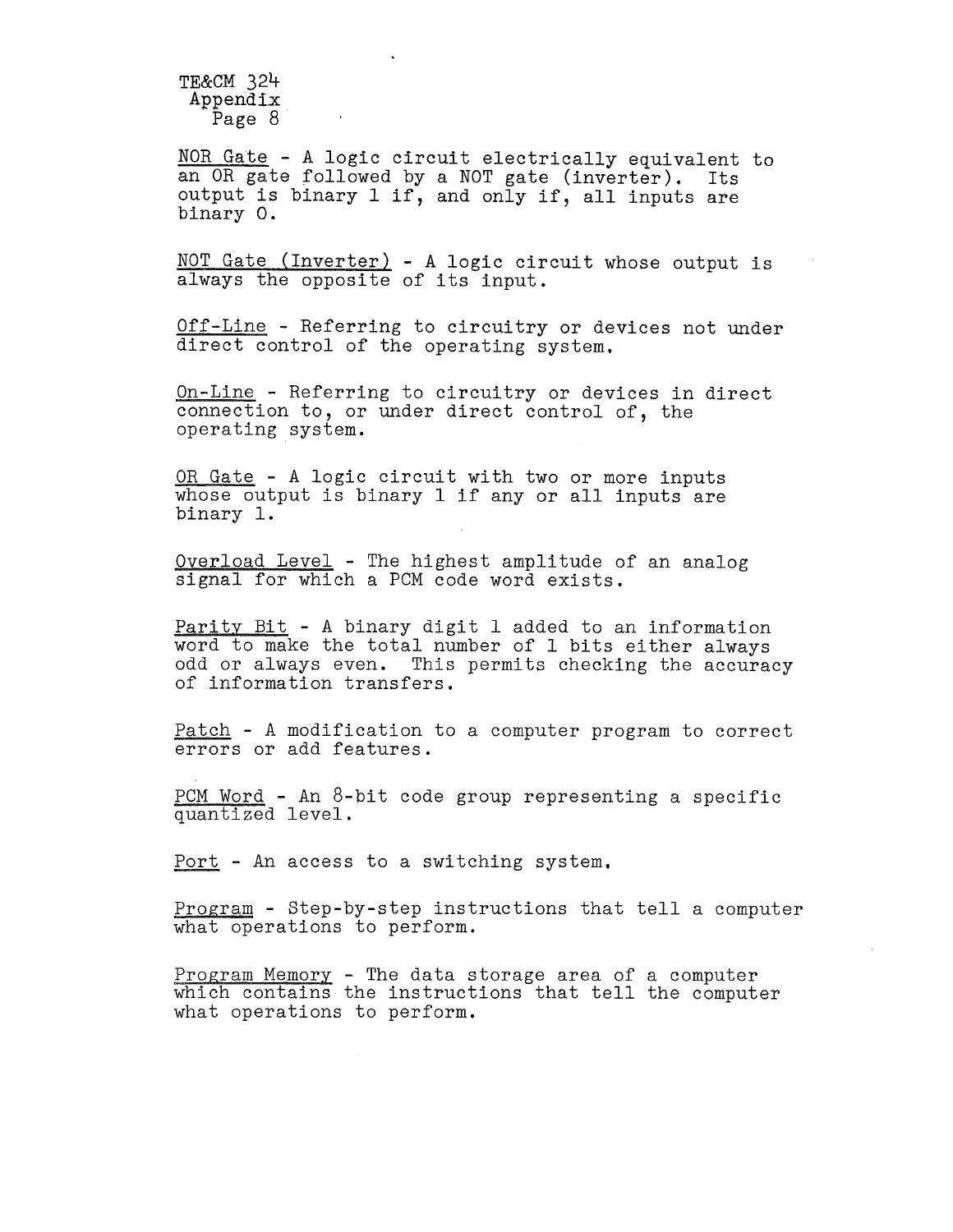NOR Gate - A logic circuit electrically equivalent to an OR gate followed by a NOT gate (inverter). Its output is binary 1 if, and only if, all inputs are binary 0.

NOT Gate (Inverter) - A logic circuit whose output is always the opposite of its input.

Off-Line - Referring to circuitry or devices not under direct control of the operating system.

On-Line - Referring to circuitry or devices in direct connection to, or under direct control of, the operating system.

OR Gate - A logic circuit with two or more inputs whose output is binary 1 if any or all inputs are binary 1.

Overload Level - The highest amplitude of an analog signal for which a PCM code word exists.

Parity Bit - A binary digit 1 added to an information word to make the total number of 1 bits either always odd or always even. This permits checking the accuracy of information transfers.

Patch - A modification to a computer program to correct errors or add features.

PCM Word - An 8-bit code group representing a specific quantized level.

Port - An access to a switching system.

Program - Step-by-step instructions that tell a computer what operations to perform.

Program Memory - The data storage area of a computer which contains the instructions that tell the computer what operations to perform.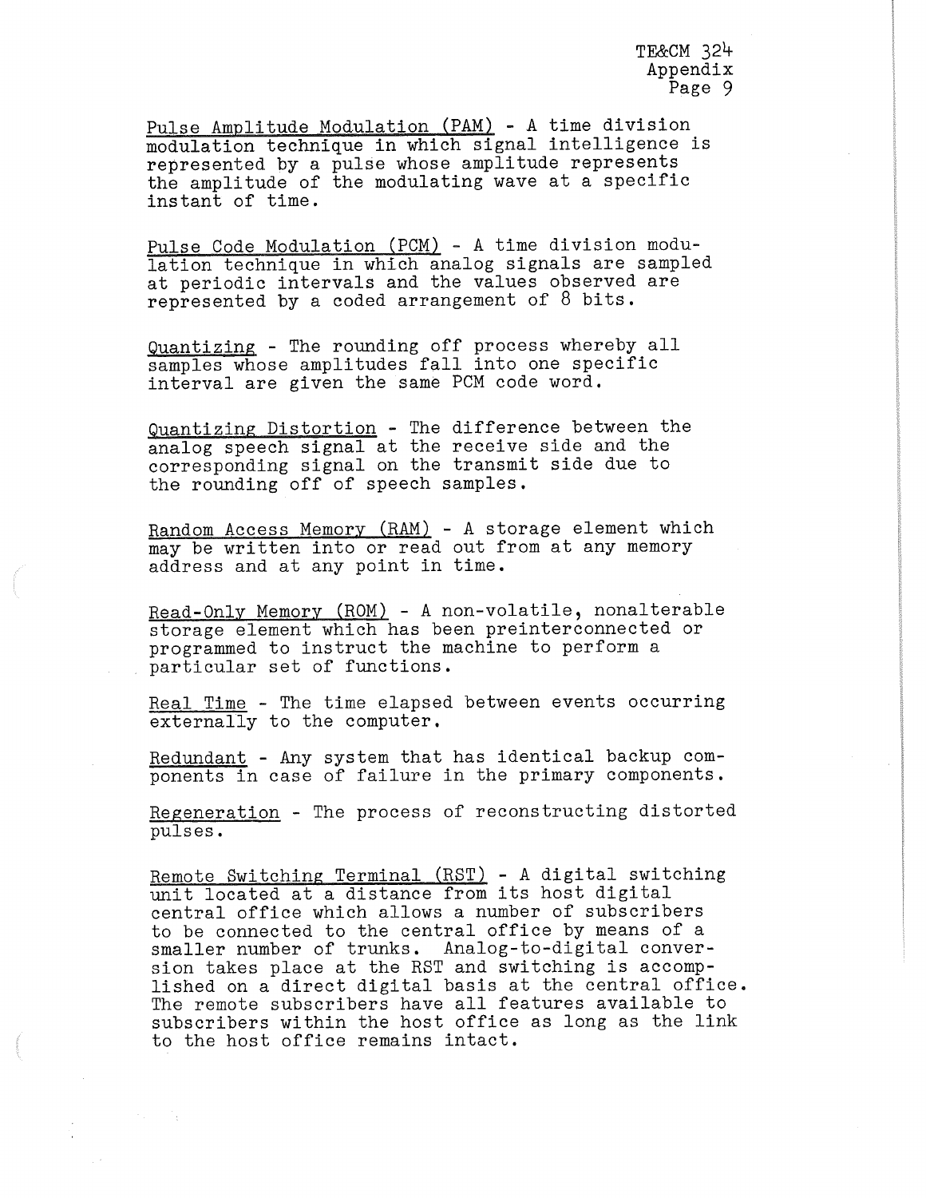<u>Pulse Amplitude Modulation (PAM)</u> - A time division modulation technique in which signal intelligence is represented by a pulse whose amplitude represents the amplitude of the modulating wave at a specific instant of time.

<u>Pulse Code Modulation (PCM)</u> - A time division modulation technique in which analog signals are sampled at periodic intervals and the values observed are represented by a coded arrangement of 8 bits.

<u>Quantizing</u> - The rounding off process whereby all samples whose amplitudes fall into one specific interval are given the same PCM code word.

<u>Quantizing Distortion</u> - The difference between the analog speech signal at the receive side and the corresponding signal on the transmit side due to the rounding off of speech samples.

<u>Random Access Memory (RAM)</u> - A storage element which may be written into or read out from at any memory address and at any point in time.

<u>Read-Only Memory (ROM)</u> - A non-volatile, nonalterable storage element which has been preinterconnected or programmed to instruct the machine to perform a particular set of functions.

<u>Real Time</u> - The time elapsed between events occurring externally to the computer.

<u>Redundant</u> - Any system that has identical backup components in case of failure in the primary components.

<u>Regeneration</u> - The process of reconstructing distorted pulses.

<u>Remote Switching Terminal (RST)</u> - A digital switching unit located at a distance from its host digital central office which allows a number of subscribers to be connected to the central office by means of a smaller number of trunks. Analog-to-digital conversion takes place at the RST and switching is accomplished on a direct digital basis at the central office. The remote subscribers have all features available to subscribers within the host office as long as the link to the host office remains intact.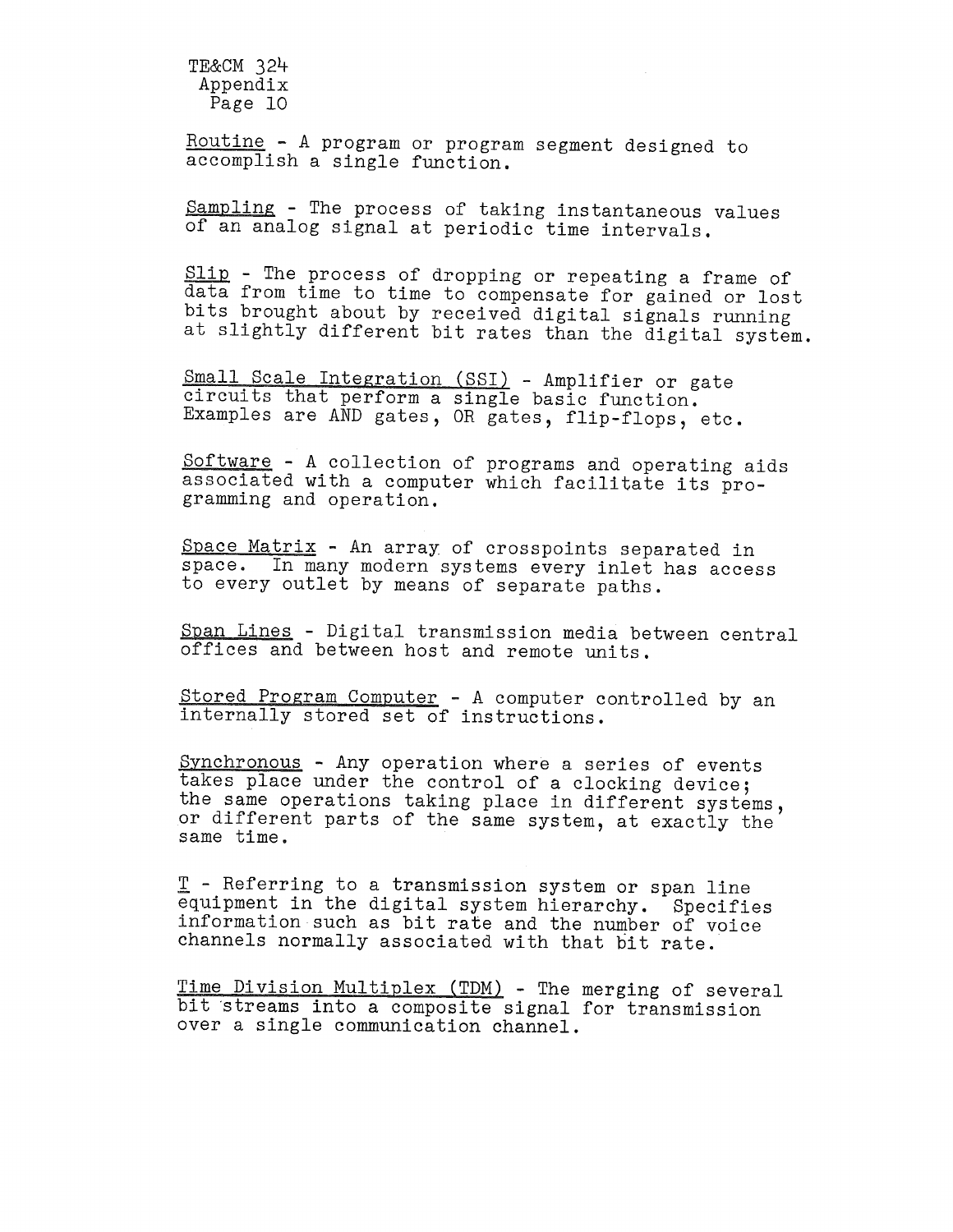Routine - A program or program segment designed to accomplish a single function.

Sampling - The process of taking instantaneous values of an analog signal at periodic time intervals.

Slip - The process of dropping or repeating a frame of data from time to time to compensate for gained or lost bits brought about by received digital signals running at slightly different bit rates than the digital system.

Small Scale Integration (SSI) - Amplifier or gate circuits that perform a single basic function. Examples are AND gates, OR gates, flip-flops, etc.

Software - A collection of programs and operating aids associated with a computer which facilitate its programming and operation.

Space Matrix - An array of crosspoints separated in space. In many modern systems every inlet has access to every outlet by means of separate paths.

Span Lines - Digital transmission media between central offices and between host and remote units.

Stored Program Computer - A computer controlled by an internally stored set of instructions.

Synchronous - Any operation where a series of events takes place under the control of a clocking device; the same operations taking place in different systems, or different parts of the same system, at exactly the same time.

T - Referring to a transmission system or span line equipment in the digital system hierarchy. Specifies information such as bit rate and the number of voice channels normally associated with that bit rate.

Time Division Multiplex (TDM) - The merging of several bit streams into a composite signal for transmission over a single communication channel.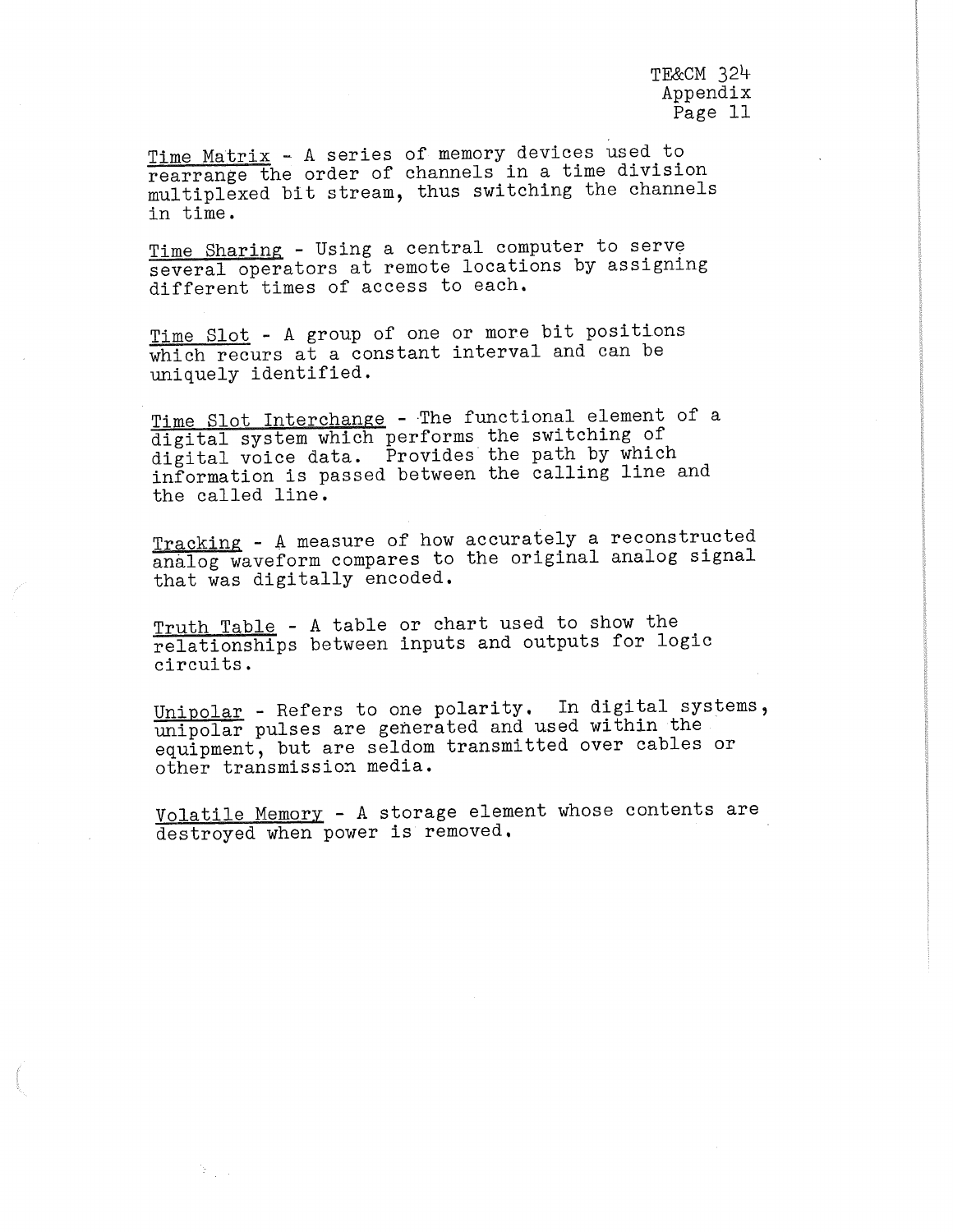Time Matrix - A series of memory devices used to rearrange the order of channels in a time division multiplexed bit stream, thus switching the channels in time.

Time Sharing - Using a central computer to serve several operators at remote locations by assigning different times of access to each.

Time Slot - A group of one or more bit positions which recurs at a constant interval and can be uniquely identified.

Time Slot Interchange - The functional element of a digital system which performs the switching of digital voice data. Provides the path by which information is passed between the calling line and the called line.

Tracking - A measure of how accurately a reconstructed analog waveform compares to the original analog signal that was digitally encoded.

Truth Table - A table or chart used to show the relationships between inputs and outputs for logic circuits.

Unipolar - Refers to one polarity. In digital systems, unipolar pulses are generated and used within the equipment, but are seldom transmitted over cables or other transmission media.

Volatile Memory - A storage element whose contents are destroyed when power is removed.